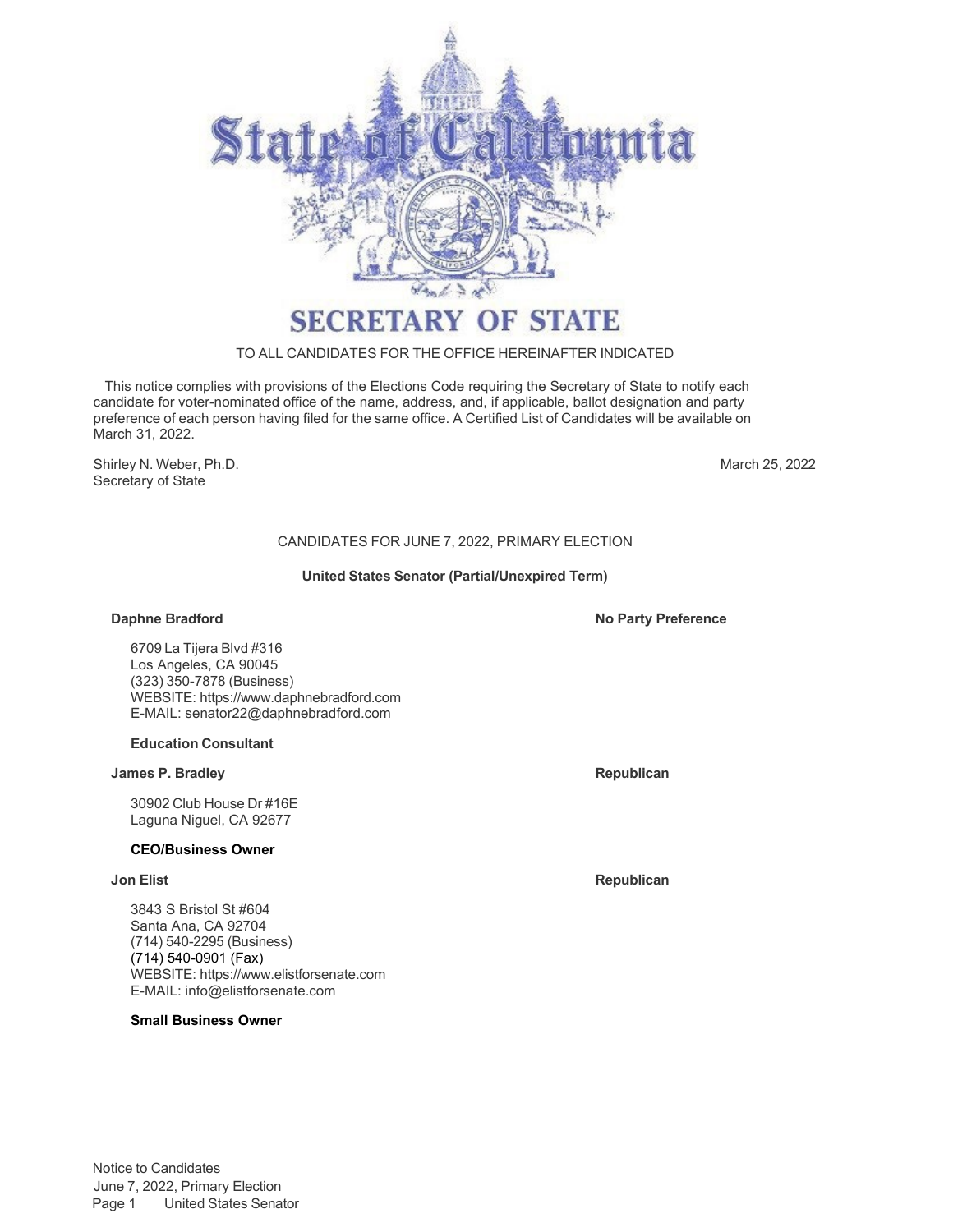# SECRETARY OF STATE

TO ALL CANDIDATES FOR THE OFFICE HEREINAFTER INDICATED

This notice complies with provisions of the Elections Code requiring the Secretary of State to notify each candidate for voter-nominated office of the name, address, and, if applicable, ballot designation and party preference of each person having filed for the same office. A Certified List of Candidates will be available on March 31, 2022.

Shirley N. Weber, Ph.D.
Secretary of State

March 25, 2022

## CANDIDATES FOR JUNE 7, 2022, PRIMARY ELECTION

### United States Senator (Partial/Unexpired Term)

**Daphne Bradford** — **No Party Preference**

6709 La Tijera Blvd #316
Los Angeles, CA 90045
(323) 350-7878 (Business)
WEBSITE: https://www.daphnebradford.com
E-MAIL: senator22@daphnebradford.com

**Education Consultant**

**James P. Bradley** — **Republican**

30902 Club House Dr #16E
Laguna Niguel, CA 92677

**CEO/Business Owner**

**Jon Elist** — **Republican**

3843 S Bristol St #604
Santa Ana, CA 92704
(714) 540-2295 (Business)
(714) 540-0901 (Fax)
WEBSITE: https://www.elistforsenate.com
E-MAIL: info@elistforsenate.com

**Small Business Owner**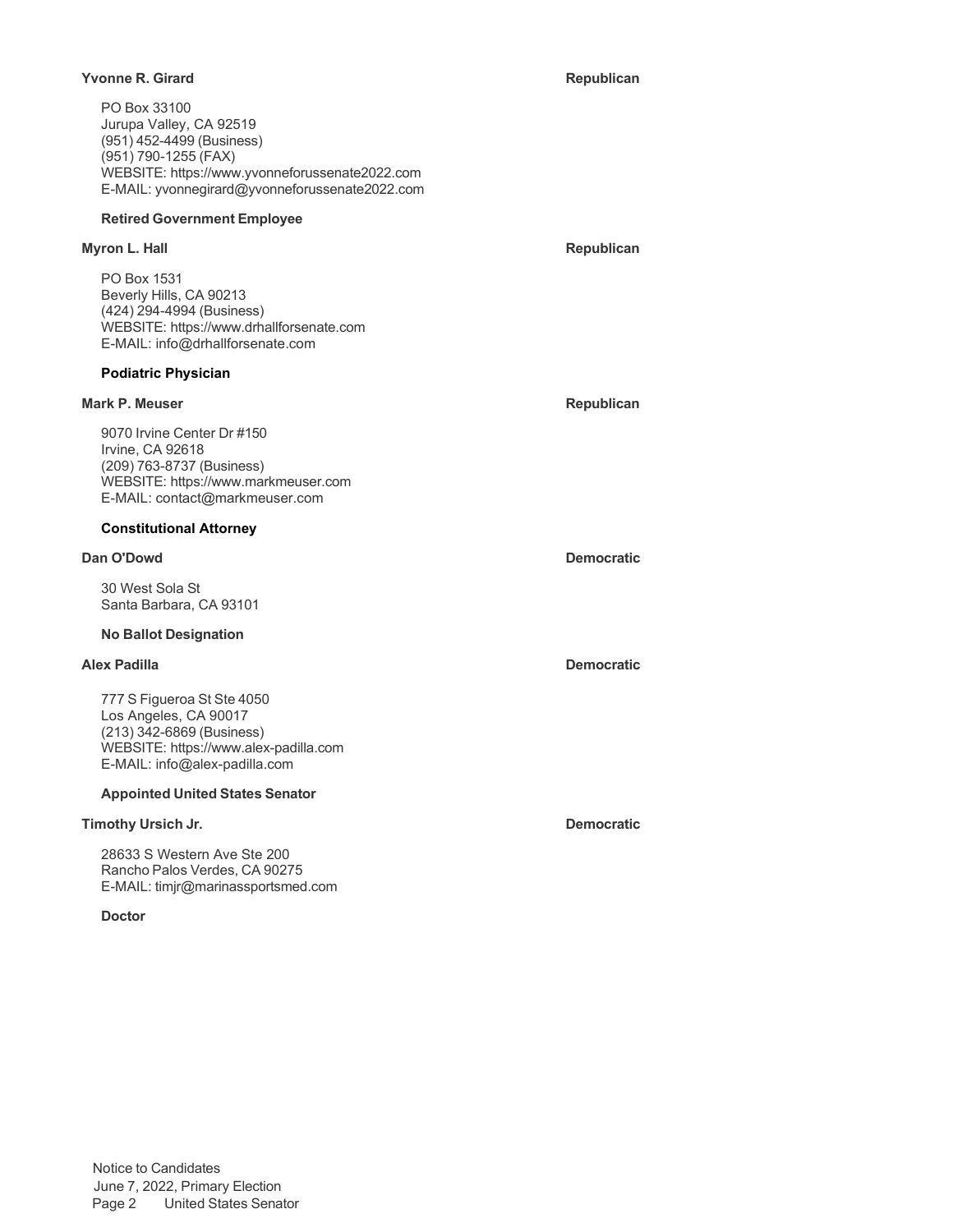**Yvonne R. Girard** **Republican**

PO Box 33100
Jurupa Valley, CA 92519
(951) 452-4499 (Business)
(951) 790-1255 (FAX)
WEBSITE: https://www.yvonneforussenate2022.com
E-MAIL: yvonnegirard@yvonneforussenate2022.com

**Retired Government Employee**

**Myron L. Hall** **Republican**

PO Box 1531
Beverly Hills, CA 90213
(424) 294-4994 (Business)
WEBSITE: https://www.drhallforsenate.com
E-MAIL: info@drhallforsenate.com

**Podiatric Physician**

**Mark P. Meuser** **Republican**

9070 Irvine Center Dr #150
Irvine, CA 92618
(209) 763-8737 (Business)
WEBSITE: https://www.markmeuser.com
E-MAIL: contact@markmeuser.com

**Constitutional Attorney**

**Dan O'Dowd** **Democratic**

30 West Sola St
Santa Barbara, CA 93101

**No Ballot Designation**

**Alex Padilla** **Democratic**

777 S Figueroa St Ste 4050
Los Angeles, CA 90017
(213) 342-6869 (Business)
WEBSITE: https://www.alex-padilla.com
E-MAIL: info@alex-padilla.com

**Appointed United States Senator**

**Timothy Ursich Jr.** **Democratic**

28633 S Western Ave Ste 200
Rancho Palos Verdes, CA 90275
E-MAIL: timjr@marinassportsmed.com

**Doctor**